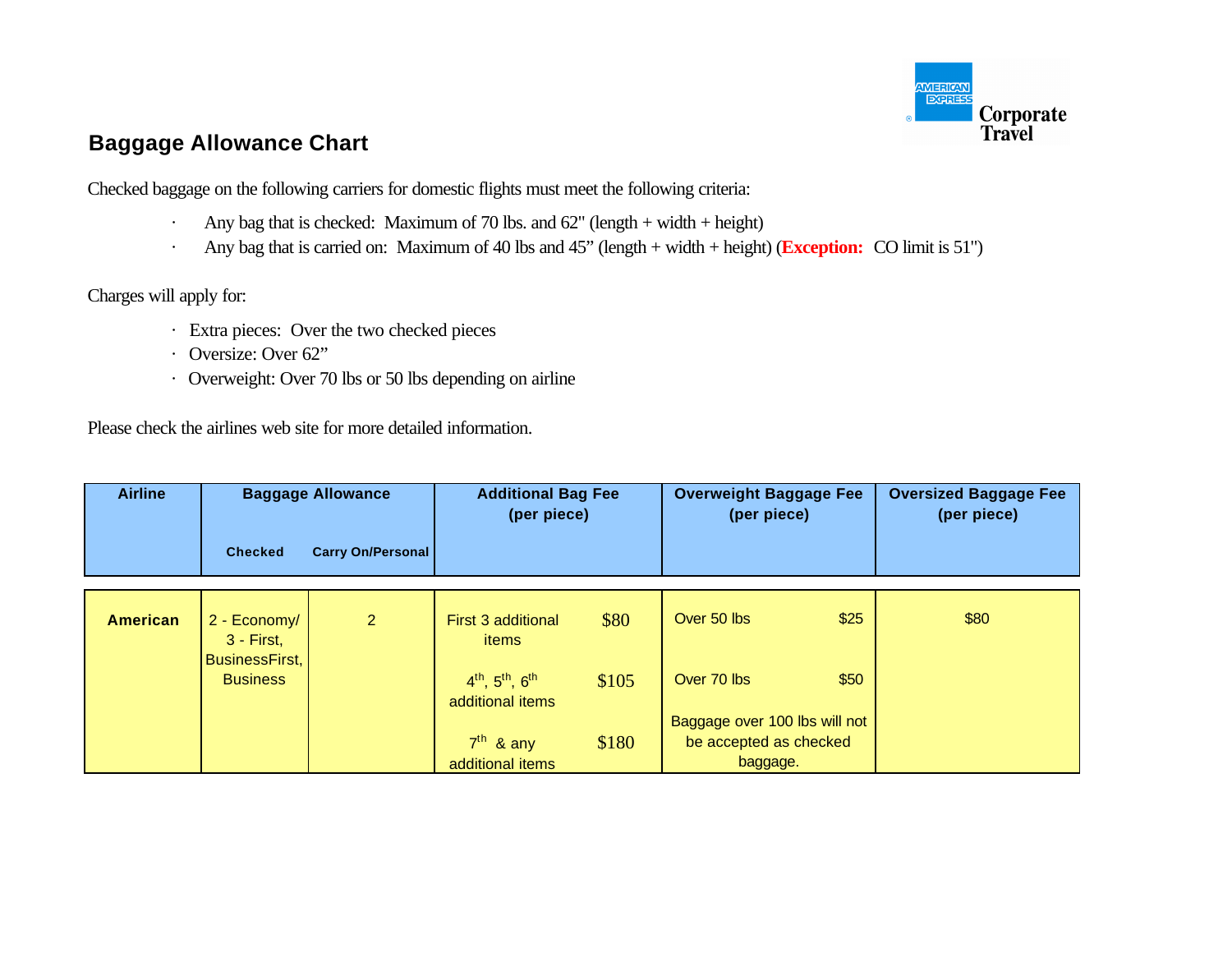## Baggage Allowance Chart

Checked baggage on the following carriers for domestic flights must meet the following criteria:

- Any bag that is checked: Maximum of 70 lbs. and 62" (length + width + height)
- Any bag that is carried on: Maximum of 40 lbs and 45" (length + width + height) (**Exception:** CO limit is 51")

Charges will apply for:

- Extra pieces: Over the two checked pieces
- Oversize: Over 62"
- Overweight: Over 70 lbs or 50 lbs depending on airline

Please check the airlines web site for more detailed information.

| Airline | Baggage Allowance | | Additional Bag Fee (per piece) | | Overweight Baggage Fee (per piece) | | Oversized Baggage Fee (per piece) |
|---|---|---|---|---|---|---|---|
| | Checked | Carry On/Personal | | | | | |
| **American** | 2 - Economy/ 3 - First, BusinessFirst, Business | 2 | First 3 additional items | $80 | Over 50 lbs | $25 | $80 |
| | | | 4th, 5th, 6th additional items | $105 | Over 70 lbs | $50 | |
| | | | 7th & any additional items | $180 | Baggage over 100 lbs will not be accepted as checked baggage. | | |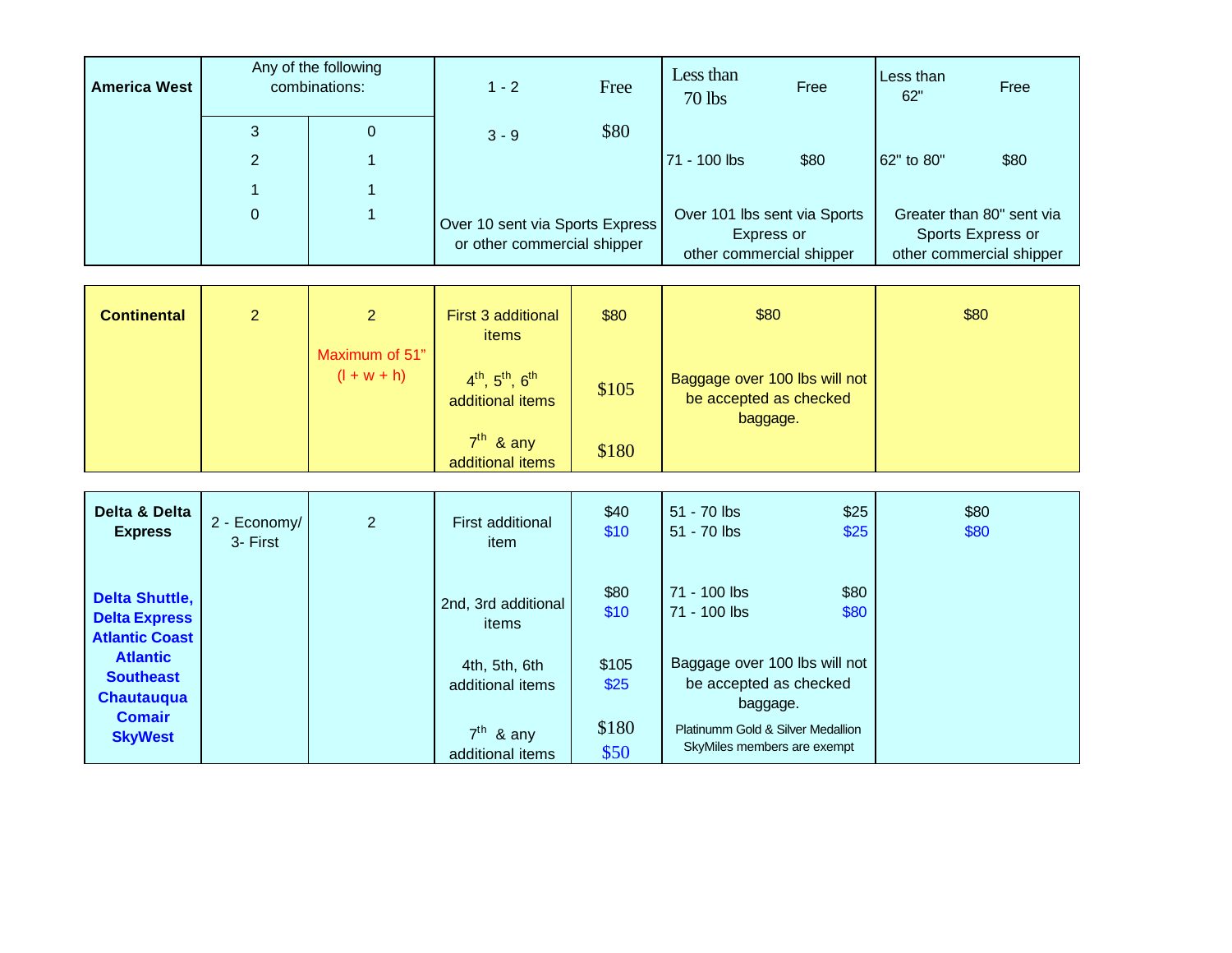| | | | | | | |
|---|---|---|---|---|---|---|
| **America West** | Any of the following combinations: | | 1 - 2 | Free | Less than 70 lbs — Free | Less than 62" — Free |
| | 3 | 0 | 3 - 9 | $80 | | |
| | 2 | 1 | | | 71 - 100 lbs — $80 | 62" to 80" — $80 |
| | 1 | 1 | | | | |
| | 0 | 1 | Over 10 sent via Sports Express or other commercial shipper | | Over 101 lbs sent via Sports Express or other commercial shipper | Greater than 80" sent via Sports Express or other commercial shipper |
| **Continental** | 2 | 2<br>Maximum of 51" (l + w + h) | First 3 additional items | $80 | $80 | $80 |
| | | | 4th, 5th, 6th additional items | $105 | Baggage over 100 lbs will not be accepted as checked baggage. | |
| | | | 7th & any additional items | $180 | | |
| **Delta & Delta Express** | 2 - Economy/ 3- First | 2 | First additional item | $40<br>$10 | 51 - 70 lbs — $25<br>51 - 70 lbs — $25 | $80<br>$80 |
| **Delta Shuttle, Delta Express Atlantic Coast Atlantic Southeast Chautauqua Comair SkyWest** | | | 2nd, 3rd additional items | $80<br>$10 | 71 - 100 lbs — $80<br>71 - 100 lbs — $80 | |
| | | | 4th, 5th, 6th additional items | $105<br>$25 | Baggage over 100 lbs will not be accepted as checked baggage. | |
| | | | 7th & any additional items | $180<br>$50 | Platinumm Gold & Silver Medallion SkyMiles members are exempt | |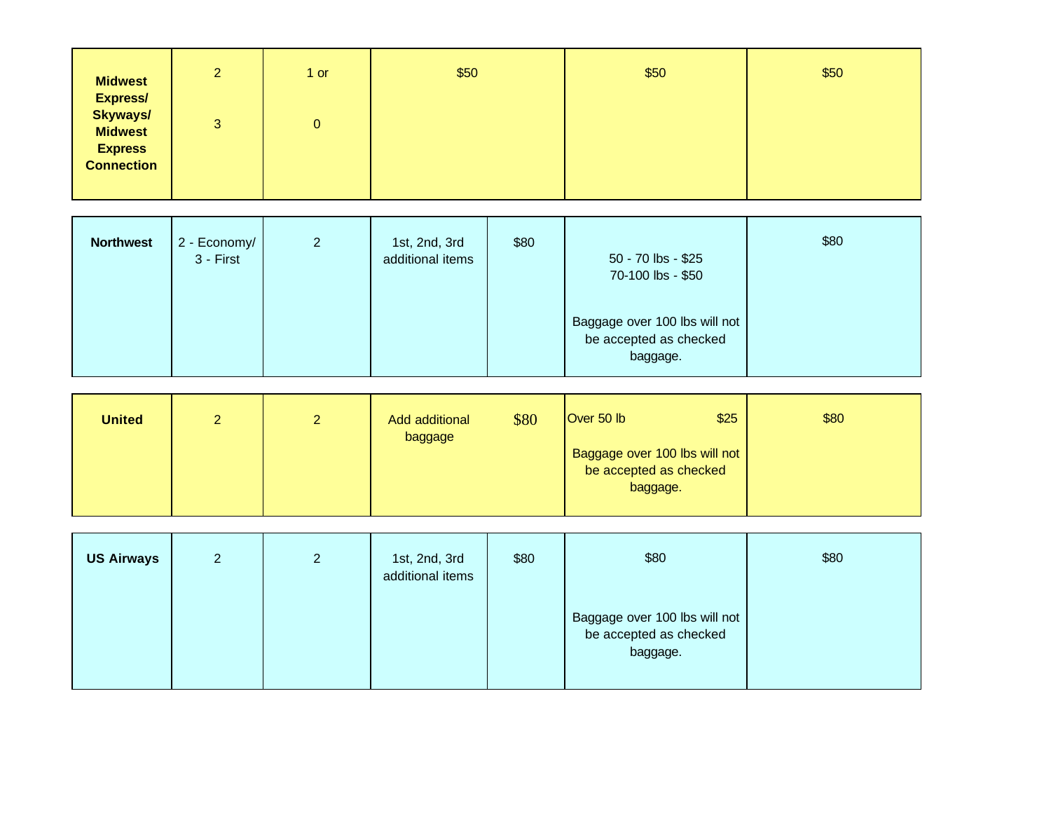| | | | | | | |
|---|---|---|---|---|---|---|
| **Midwest Express/ Skyways/ Midwest Express Connection** | 2<br><br>3 | 1 or<br><br>0 | $50 | | $50 | $50 |
| **Northwest** | 2 - Economy/ 3 - First | 2 | 1st, 2nd, 3rd additional items | $80 | 50 - 70 lbs - $25<br>70-100 lbs - $50<br><br>Baggage over 100 lbs will not be accepted as checked baggage. | $80 |
| **United** | 2 | 2 | Add additional baggage | $80 | Over 50 lb $25<br><br>Baggage over 100 lbs will not be accepted as checked baggage. | $80 |
| **US Airways** | 2 | 2 | 1st, 2nd, 3rd additional items | $80 | $80<br><br>Baggage over 100 lbs will not be accepted as checked baggage. | $80 |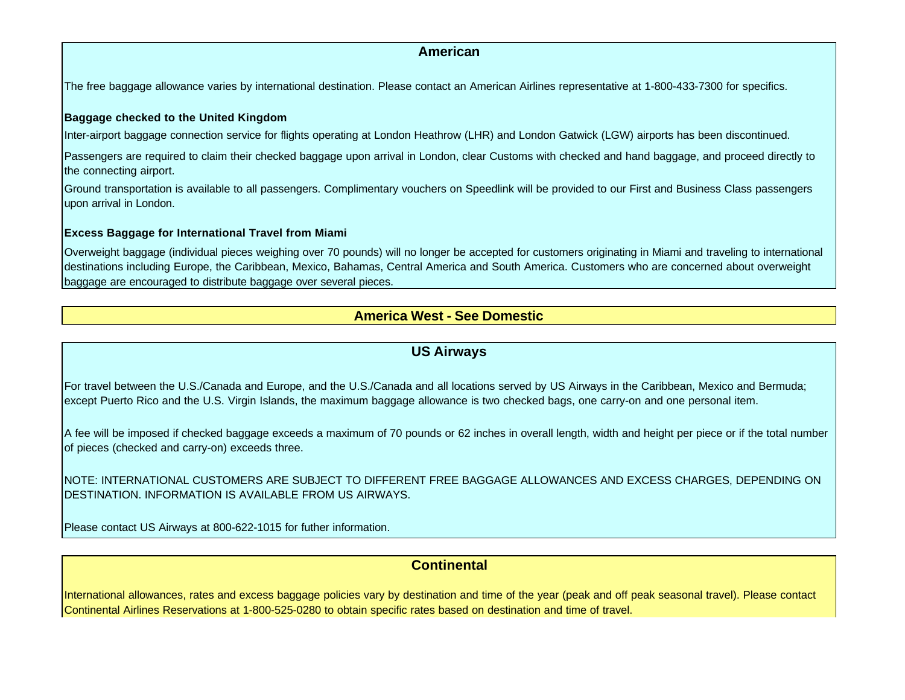## American

The free baggage allowance varies by international destination. Please contact an American Airlines representative at 1-800-433-7300 for specifics.

**Baggage checked to the United Kingdom**

Inter-airport baggage connection service for flights operating at London Heathrow (LHR) and London Gatwick (LGW) airports has been discontinued.

Passengers are required to claim their checked baggage upon arrival in London, clear Customs with checked and hand baggage, and proceed directly to the connecting airport.

Ground transportation is available to all passengers. Complimentary vouchers on Speedlink will be provided to our First and Business Class passengers upon arrival in London.

**Excess Baggage for International Travel from Miami**

Overweight baggage (individual pieces weighing over 70 pounds) will no longer be accepted for customers originating in Miami and traveling to international destinations including Europe, the Caribbean, Mexico, Bahamas, Central America and South America. Customers who are concerned about overweight baggage are encouraged to distribute baggage over several pieces.

## America West - See Domestic

## US Airways

For travel between the U.S./Canada and Europe, and the U.S./Canada and all locations served by US Airways in the Caribbean, Mexico and Bermuda; except Puerto Rico and the U.S. Virgin Islands, the maximum baggage allowance is two checked bags, one carry-on and one personal item.

A fee will be imposed if checked baggage exceeds a maximum of 70 pounds or 62 inches in overall length, width and height per piece or if the total number of pieces (checked and carry-on) exceeds three.

NOTE: INTERNATIONAL CUSTOMERS ARE SUBJECT TO DIFFERENT FREE BAGGAGE ALLOWANCES AND EXCESS CHARGES, DEPENDING ON DESTINATION. INFORMATION IS AVAILABLE FROM US AIRWAYS.

Please contact US Airways at 800-622-1015 for futher information.

## Continental

International allowances, rates and excess baggage policies vary by destination and time of the year (peak and off peak seasonal travel). Please contact Continental Airlines Reservations at 1-800-525-0280 to obtain specific rates based on destination and time of travel.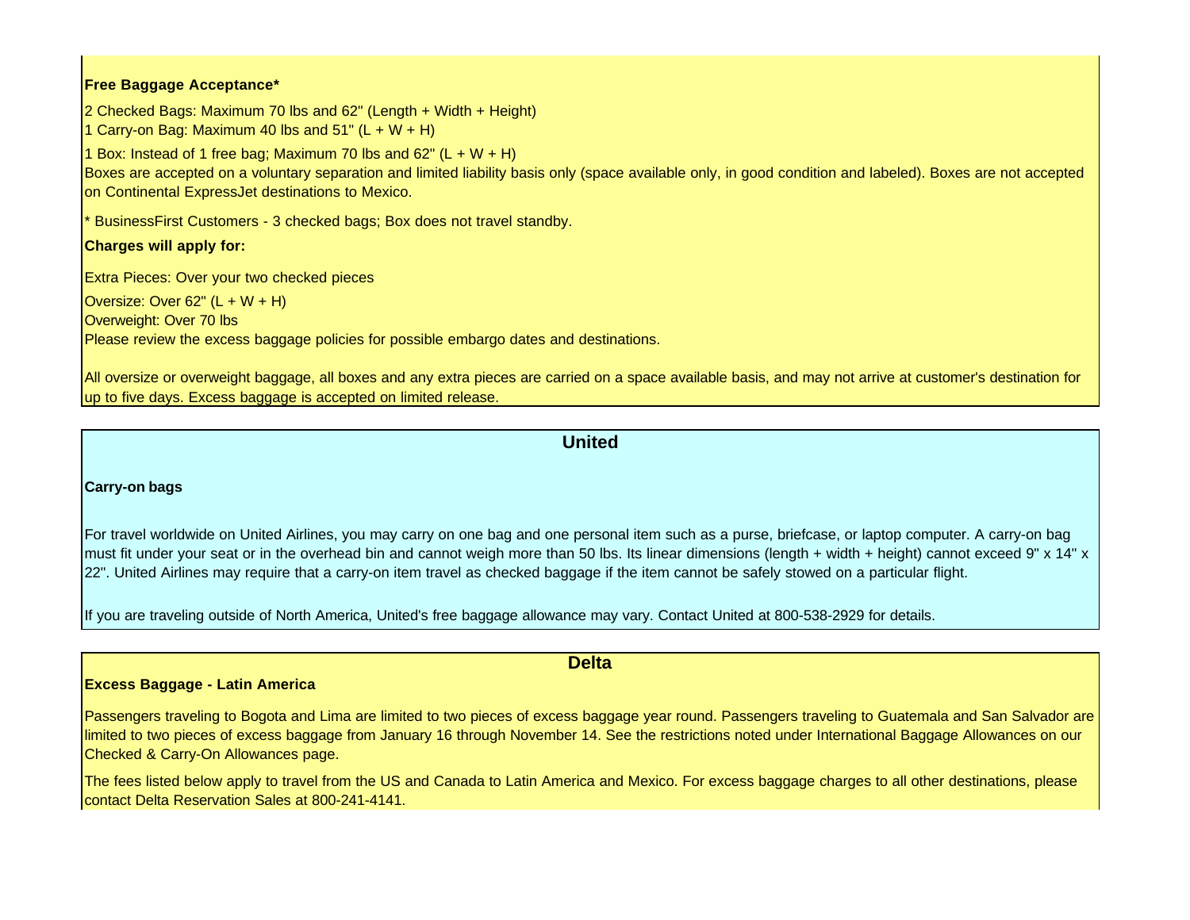**Free Baggage Acceptance***

2 Checked Bags: Maximum 70 lbs and 62" (Length + Width + Height)
1 Carry-on Bag: Maximum 40 lbs and 51" (L + W + H)

1 Box: Instead of 1 free bag; Maximum 70 lbs and 62" (L + W + H)
Boxes are accepted on a voluntary separation and limited liability basis only (space available only, in good condition and labeled). Boxes are not accepted on Continental ExpressJet destinations to Mexico.

* BusinessFirst Customers - 3 checked bags; Box does not travel standby.

**Charges will apply for:**

Extra Pieces: Over your two checked pieces

Oversize: Over 62" (L + W + H)
Overweight: Over 70 lbs
Please review the excess baggage policies for possible embargo dates and destinations.

All oversize or overweight baggage, all boxes and any extra pieces are carried on a space available basis, and may not arrive at customer's destination for up to five days. Excess baggage is accepted on limited release.

## United

**Carry-on bags**

For travel worldwide on United Airlines, you may carry on one bag and one personal item such as a purse, briefcase, or laptop computer. A carry-on bag must fit under your seat or in the overhead bin and cannot weigh more than 50 lbs. Its linear dimensions (length + width + height) cannot exceed 9" x 14" x 22". United Airlines may require that a carry-on item travel as checked baggage if the item cannot be safely stowed on a particular flight.

If you are traveling outside of North America, United's free baggage allowance may vary. Contact United at 800-538-2929 for details.

## Delta

**Excess Baggage - Latin America**

Passengers traveling to Bogota and Lima are limited to two pieces of excess baggage year round. Passengers traveling to Guatemala and San Salvador are limited to two pieces of excess baggage from January 16 through November 14. See the restrictions noted under International Baggage Allowances on our Checked & Carry-On Allowances page.

The fees listed below apply to travel from the US and Canada to Latin America and Mexico. For excess baggage charges to all other destinations, please contact Delta Reservation Sales at 800-241-4141.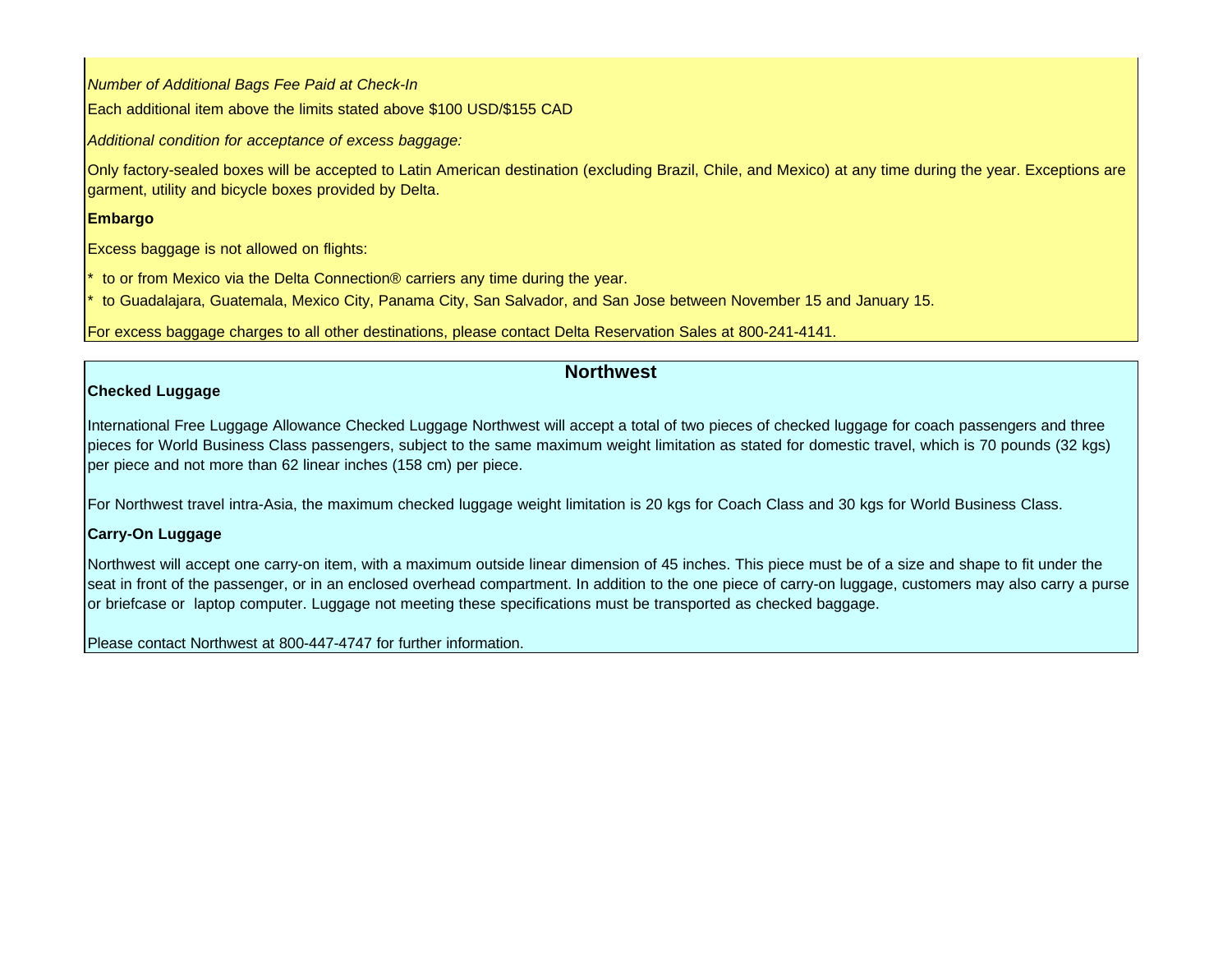*Number of Additional Bags Fee Paid at Check-In*

Each additional item above the limits stated above $100 USD/$155 CAD

*Additional condition for acceptance of excess baggage:*

Only factory-sealed boxes will be accepted to Latin American destination (excluding Brazil, Chile, and Mexico) at any time during the year. Exceptions are garment, utility and bicycle boxes provided by Delta.

**Embargo**

Excess baggage is not allowed on flights:

* to or from Mexico via the Delta Connection® carriers any time during the year.
* to Guadalajara, Guatemala, Mexico City, Panama City, San Salvador, and San Jose between November 15 and January 15.

For excess baggage charges to all other destinations, please contact Delta Reservation Sales at 800-241-4141.

## Northwest

**Checked Luggage**

International Free Luggage Allowance Checked Luggage Northwest will accept a total of two pieces of checked luggage for coach passengers and three pieces for World Business Class passengers, subject to the same maximum weight limitation as stated for domestic travel, which is 70 pounds (32 kgs) per piece and not more than 62 linear inches (158 cm) per piece.

For Northwest travel intra-Asia, the maximum checked luggage weight limitation is 20 kgs for Coach Class and 30 kgs for World Business Class.

**Carry-On Luggage**

Northwest will accept one carry-on item, with a maximum outside linear dimension of 45 inches. This piece must be of a size and shape to fit under the seat in front of the passenger, or in an enclosed overhead compartment. In addition to the one piece of carry-on luggage, customers may also carry a purse or briefcase or laptop computer. Luggage not meeting these specifications must be transported as checked baggage.

Please contact Northwest at 800-447-4747 for further information.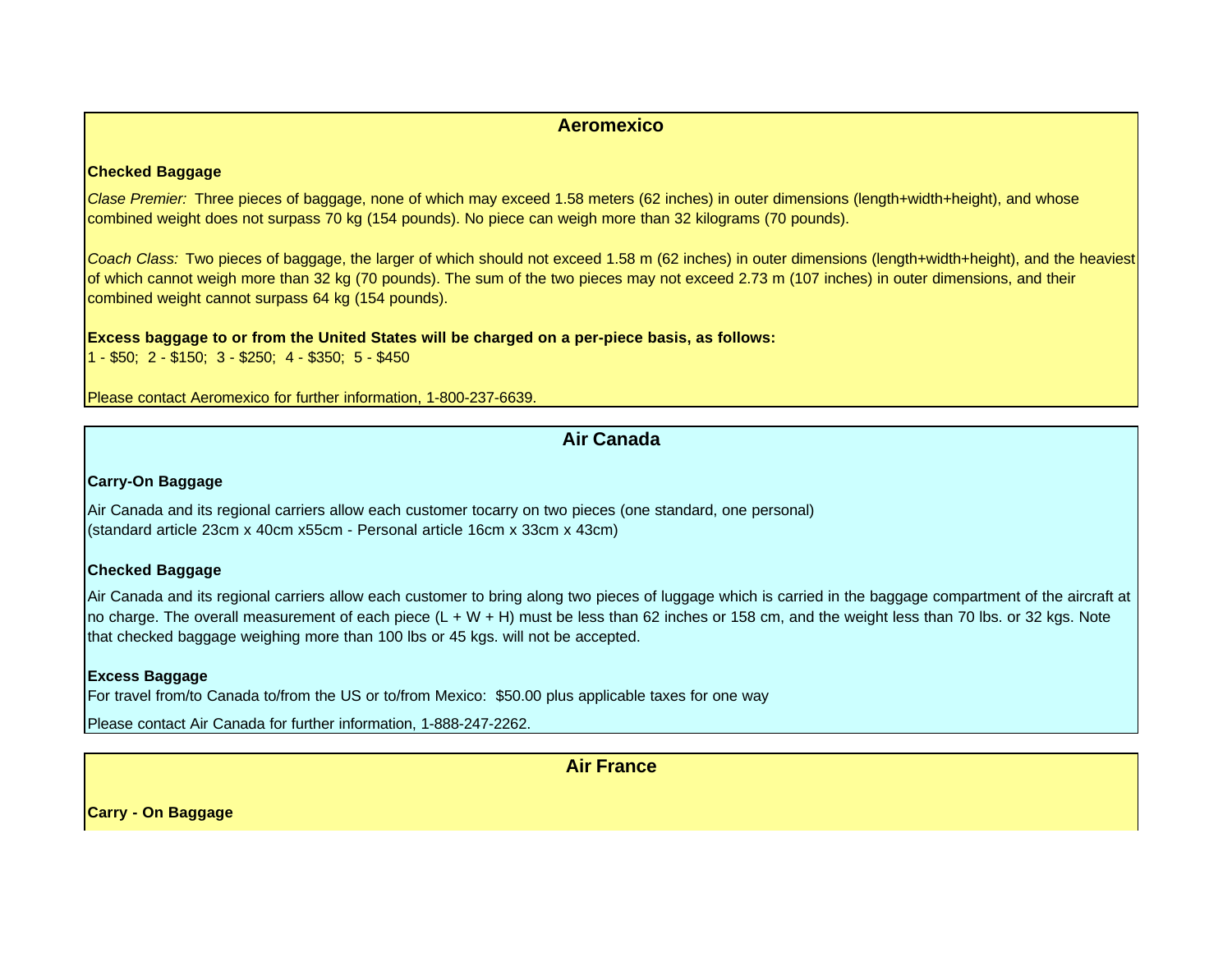## Aeromexico

**Checked Baggage**

*Clase Premier:* Three pieces of baggage, none of which may exceed 1.58 meters (62 inches) in outer dimensions (length+width+height), and whose combined weight does not surpass 70 kg (154 pounds). No piece can weigh more than 32 kilograms (70 pounds).

*Coach Class:* Two pieces of baggage, the larger of which should not exceed 1.58 m (62 inches) in outer dimensions (length+width+height), and the heaviest of which cannot weigh more than 32 kg (70 pounds). The sum of the two pieces may not exceed 2.73 m (107 inches) in outer dimensions, and their combined weight cannot surpass 64 kg (154 pounds).

**Excess baggage to or from the United States will be charged on a per-piece basis, as follows:**
1 - $50; 2 - $150; 3 - $250; 4 - $350; 5 - $450

Please contact Aeromexico for further information, 1-800-237-6639.

## Air Canada

**Carry-On Baggage**

Air Canada and its regional carriers allow each customer tocarry on two pieces (one standard, one personal)
(standard article 23cm x 40cm x55cm - Personal article 16cm x 33cm x 43cm)

**Checked Baggage**

Air Canada and its regional carriers allow each customer to bring along two pieces of luggage which is carried in the baggage compartment of the aircraft at no charge. The overall measurement of each piece (L + W + H) must be less than 62 inches or 158 cm, and the weight less than 70 lbs. or 32 kgs. Note that checked baggage weighing more than 100 lbs or 45 kgs. will not be accepted.

**Excess Baggage**
For travel from/to Canada to/from the US or to/from Mexico: $50.00 plus applicable taxes for one way

Please contact Air Canada for further information, 1-888-247-2262.

## Air France

**Carry - On Baggage**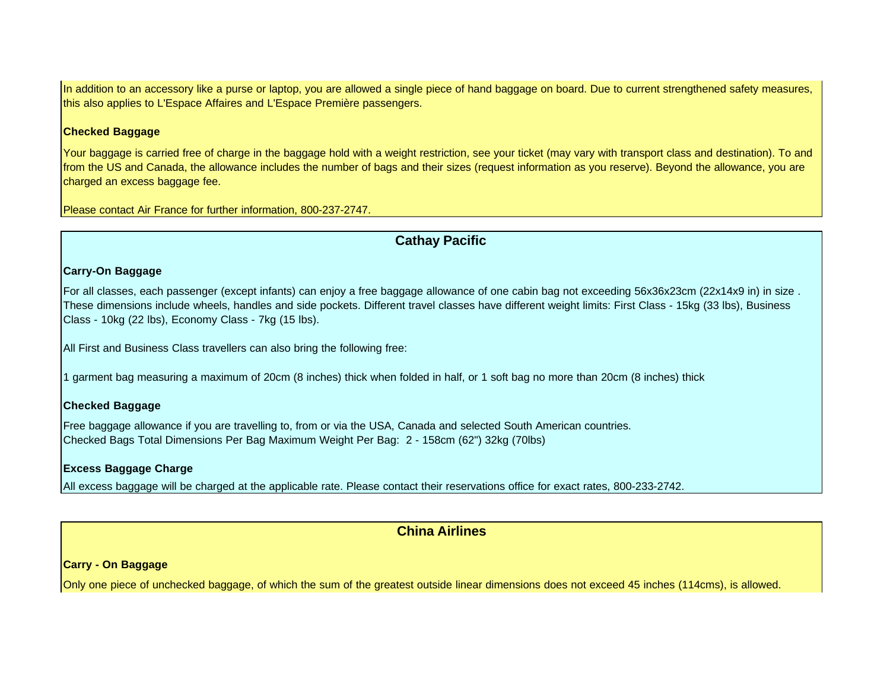In addition to an accessory like a purse or laptop, you are allowed a single piece of hand baggage on board. Due to current strengthened safety measures, this also applies to L'Espace Affaires and L'Espace Première passengers.

**Checked Baggage**

Your baggage is carried free of charge in the baggage hold with a weight restriction, see your ticket (may vary with transport class and destination). To and from the US and Canada, the allowance includes the number of bags and their sizes (request information as you reserve). Beyond the allowance, you are charged an excess baggage fee.

Please contact Air France for further information, 800-237-2747.

## Cathay Pacific

**Carry-On Baggage**

For all classes, each passenger (except infants) can enjoy a free baggage allowance of one cabin bag not exceeding 56x36x23cm (22x14x9 in) in size . These dimensions include wheels, handles and side pockets. Different travel classes have different weight limits: First Class - 15kg (33 lbs), Business Class - 10kg (22 lbs), Economy Class - 7kg (15 lbs).

All First and Business Class travellers can also bring the following free:

1 garment bag measuring a maximum of 20cm (8 inches) thick when folded in half, or 1 soft bag no more than 20cm (8 inches) thick

**Checked Baggage**

Free baggage allowance if you are travelling to, from or via the USA, Canada and selected South American countries.
Checked Bags Total Dimensions Per Bag Maximum Weight Per Bag: 2 - 158cm (62") 32kg (70lbs)

**Excess Baggage Charge**

All excess baggage will be charged at the applicable rate. Please contact their reservations office for exact rates, 800-233-2742.

## China Airlines

**Carry - On Baggage**

Only one piece of unchecked baggage, of which the sum of the greatest outside linear dimensions does not exceed 45 inches (114cms), is allowed.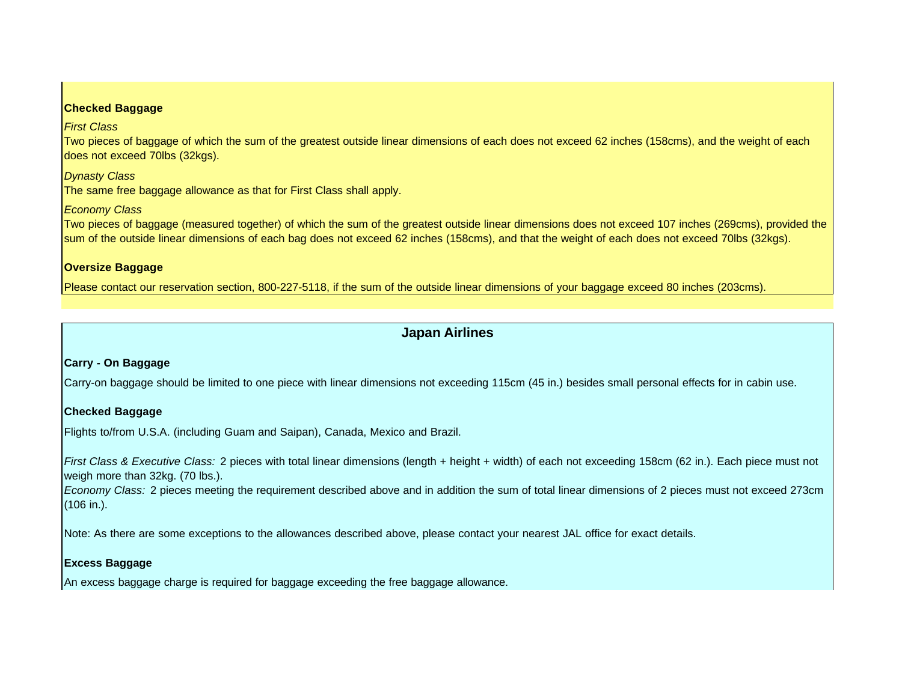**Checked Baggage**

*First Class*

Two pieces of baggage of which the sum of the greatest outside linear dimensions of each does not exceed 62 inches (158cms), and the weight of each does not exceed 70lbs (32kgs).

*Dynasty Class*

The same free baggage allowance as that for First Class shall apply.

*Economy Class*

Two pieces of baggage (measured together) of which the sum of the greatest outside linear dimensions does not exceed 107 inches (269cms), provided the sum of the outside linear dimensions of each bag does not exceed 62 inches (158cms), and that the weight of each does not exceed 70lbs (32kgs).

**Oversize Baggage**

Please contact our reservation section, 800-227-5118, if the sum of the outside linear dimensions of your baggage exceed 80 inches (203cms).

## Japan Airlines

**Carry - On Baggage**

Carry-on baggage should be limited to one piece with linear dimensions not exceeding 115cm (45 in.) besides small personal effects for in cabin use.

**Checked Baggage**

Flights to/from U.S.A. (including Guam and Saipan), Canada, Mexico and Brazil.

*First Class & Executive Class:* 2 pieces with total linear dimensions (length + height + width) of each not exceeding 158cm (62 in.). Each piece must not weigh more than 32kg. (70 lbs.).

*Economy Class:* 2 pieces meeting the requirement described above and in addition the sum of total linear dimensions of 2 pieces must not exceed 273cm (106 in.).

Note: As there are some exceptions to the allowances described above, please contact your nearest JAL office for exact details.

**Excess Baggage**

An excess baggage charge is required for baggage exceeding the free baggage allowance.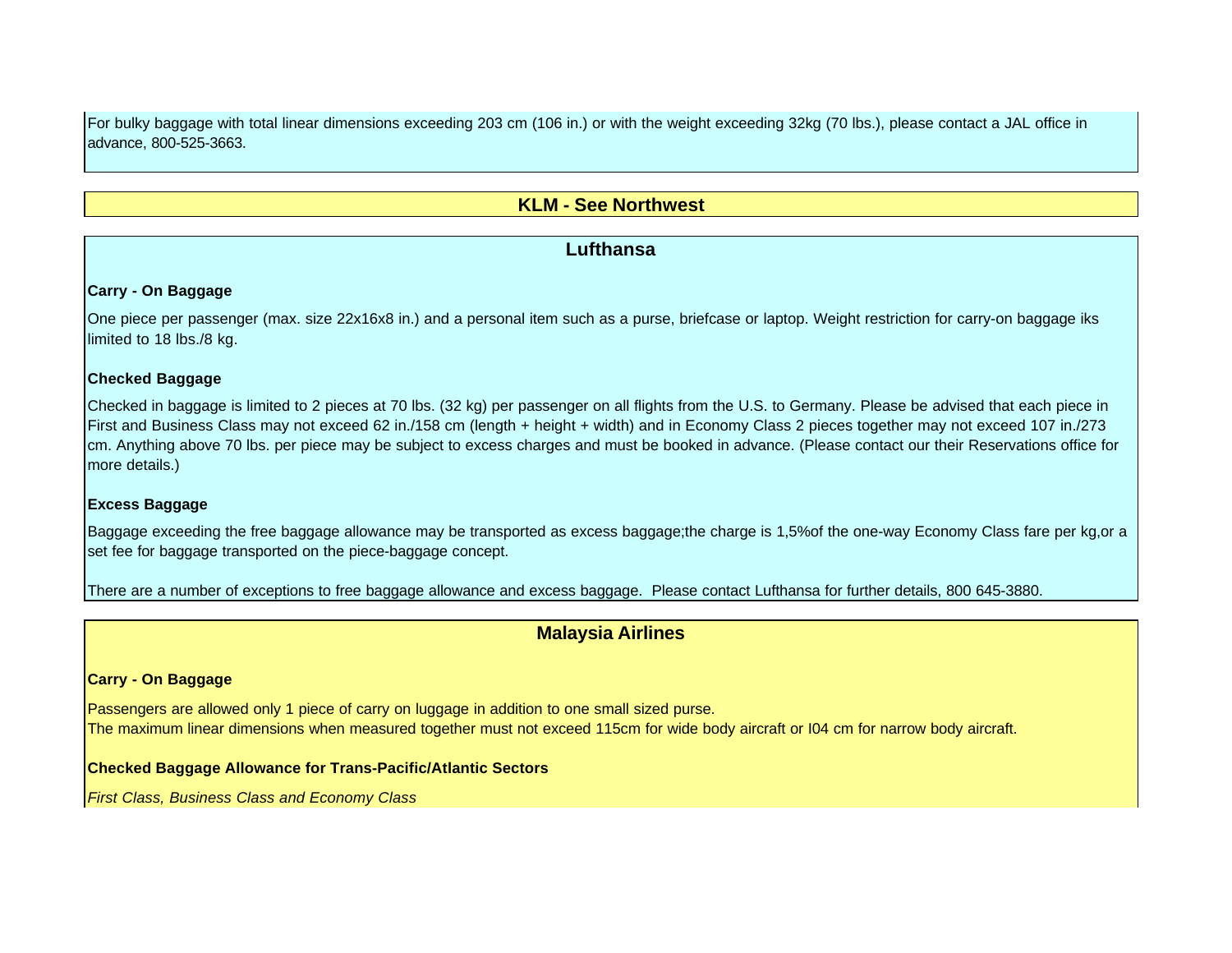For bulky baggage with total linear dimensions exceeding 203 cm (106 in.) or with the weight exceeding 32kg (70 lbs.), please contact a JAL office in advance, 800-525-3663.

## KLM - See Northwest

## Lufthansa

**Carry - On Baggage**

One piece per passenger (max. size 22x16x8 in.) and a personal item such as a purse, briefcase or laptop. Weight restriction for carry-on baggage iks limited to 18 lbs./8 kg.

**Checked Baggage**

Checked in baggage is limited to 2 pieces at 70 lbs. (32 kg) per passenger on all flights from the U.S. to Germany. Please be advised that each piece in First and Business Class may not exceed 62 in./158 cm (length + height + width) and in Economy Class 2 pieces together may not exceed 107 in./273 cm. Anything above 70 lbs. per piece may be subject to excess charges and must be booked in advance. (Please contact our their Reservations office for more details.)

**Excess Baggage**

Baggage exceeding the free baggage allowance may be transported as excess baggage;the charge is 1,5%of the one-way Economy Class fare per kg,or a set fee for baggage transported on the piece-baggage concept.

There are a number of exceptions to free baggage allowance and excess baggage. Please contact Lufthansa for further details, 800 645-3880.

## Malaysia Airlines

**Carry - On Baggage**

Passengers are allowed only 1 piece of carry on luggage in addition to one small sized purse.
The maximum linear dimensions when measured together must not exceed 115cm for wide body aircraft or I04 cm for narrow body aircraft.

**Checked Baggage Allowance for Trans-Pacific/Atlantic Sectors**

*First Class, Business Class and Economy Class*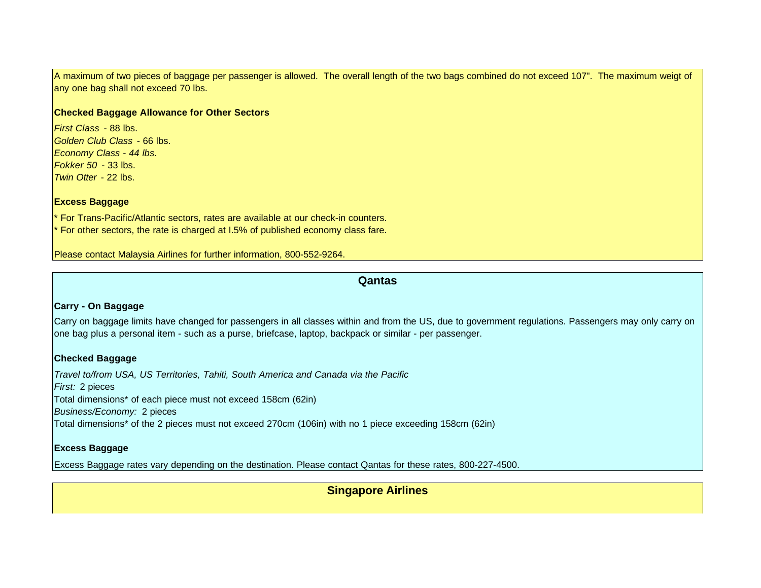A maximum of two pieces of baggage per passenger is allowed.  The overall length of the two bags combined do not exceed 107".  The maximum weigt of any one bag shall not exceed 70 lbs.

**Checked Baggage Allowance for Other Sectors**

*First Class* - 88 lbs.
*Golden Club Class* - 66 lbs.
*Economy Class - 44 lbs.*
*Fokker 50* - 33 lbs.
*Twin Otter* - 22 lbs.

**Excess Baggage**

* For Trans-Pacific/Atlantic sectors, rates are available at our check-in counters.
* For other sectors, the rate is charged at I.5% of published economy class fare.

Please contact Malaysia Airlines for further information, 800-552-9264.

## Qantas

**Carry - On Baggage**

Carry on baggage limits have changed for passengers in all classes within and from the US, due to government regulations. Passengers may only carry on one bag plus a personal item - such as a purse, briefcase, laptop, backpack or similar - per passenger.

**Checked Baggage**

*Travel to/from USA, US Territories, Tahiti, South America and Canada via the Pacific*
*First:* 2 pieces
Total dimensions* of each piece must not exceed 158cm (62in)
*Business/Economy:* 2 pieces
Total dimensions* of the 2 pieces must not exceed 270cm (106in) with no 1 piece exceeding 158cm (62in)

**Excess Baggage**

Excess Baggage rates vary depending on the destination. Please contact Qantas for these rates, 800-227-4500.

## Singapore Airlines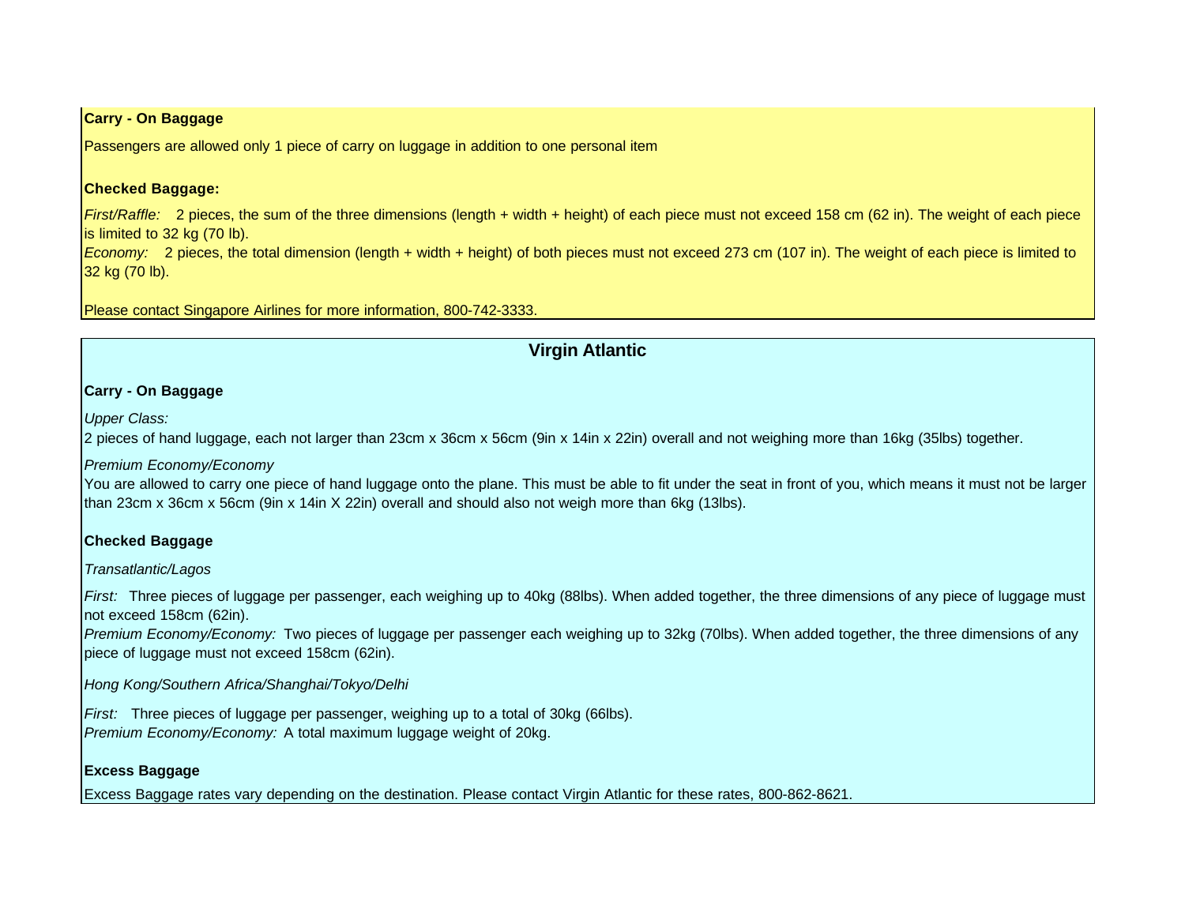**Carry - On Baggage**

Passengers are allowed only 1 piece of carry on luggage in addition to one personal item

**Checked Baggage:**

*First/Raffle:* 2 pieces, the sum of the three dimensions (length + width + height) of each piece must not exceed 158 cm (62 in). The weight of each piece is limited to 32 kg (70 lb).
*Economy:* 2 pieces, the total dimension (length + width + height) of both pieces must not exceed 273 cm (107 in). The weight of each piece is limited to 32 kg (70 lb).

Please contact Singapore Airlines for more information, 800-742-3333.

## Virgin Atlantic

**Carry - On Baggage**

*Upper Class:*
2 pieces of hand luggage, each not larger than 23cm x 36cm x 56cm (9in x 14in x 22in) overall and not weighing more than 16kg (35lbs) together.

*Premium Economy/Economy*
You are allowed to carry one piece of hand luggage onto the plane. This must be able to fit under the seat in front of you, which means it must not be larger than 23cm x 36cm x 56cm (9in x 14in X 22in) overall and should also not weigh more than 6kg (13lbs).

**Checked Baggage**

*Transatlantic/Lagos*

*First:* Three pieces of luggage per passenger, each weighing up to 40kg (88lbs). When added together, the three dimensions of any piece of luggage must not exceed 158cm (62in).
*Premium Economy/Economy:* Two pieces of luggage per passenger each weighing up to 32kg (70lbs). When added together, the three dimensions of any piece of luggage must not exceed 158cm (62in).

*Hong Kong/Southern Africa/Shanghai/Tokyo/Delhi*

*First:* Three pieces of luggage per passenger, weighing up to a total of 30kg (66lbs).
*Premium Economy/Economy:* A total maximum luggage weight of 20kg.

**Excess Baggage**

Excess Baggage rates vary depending on the destination. Please contact Virgin Atlantic for these rates, 800-862-8621.